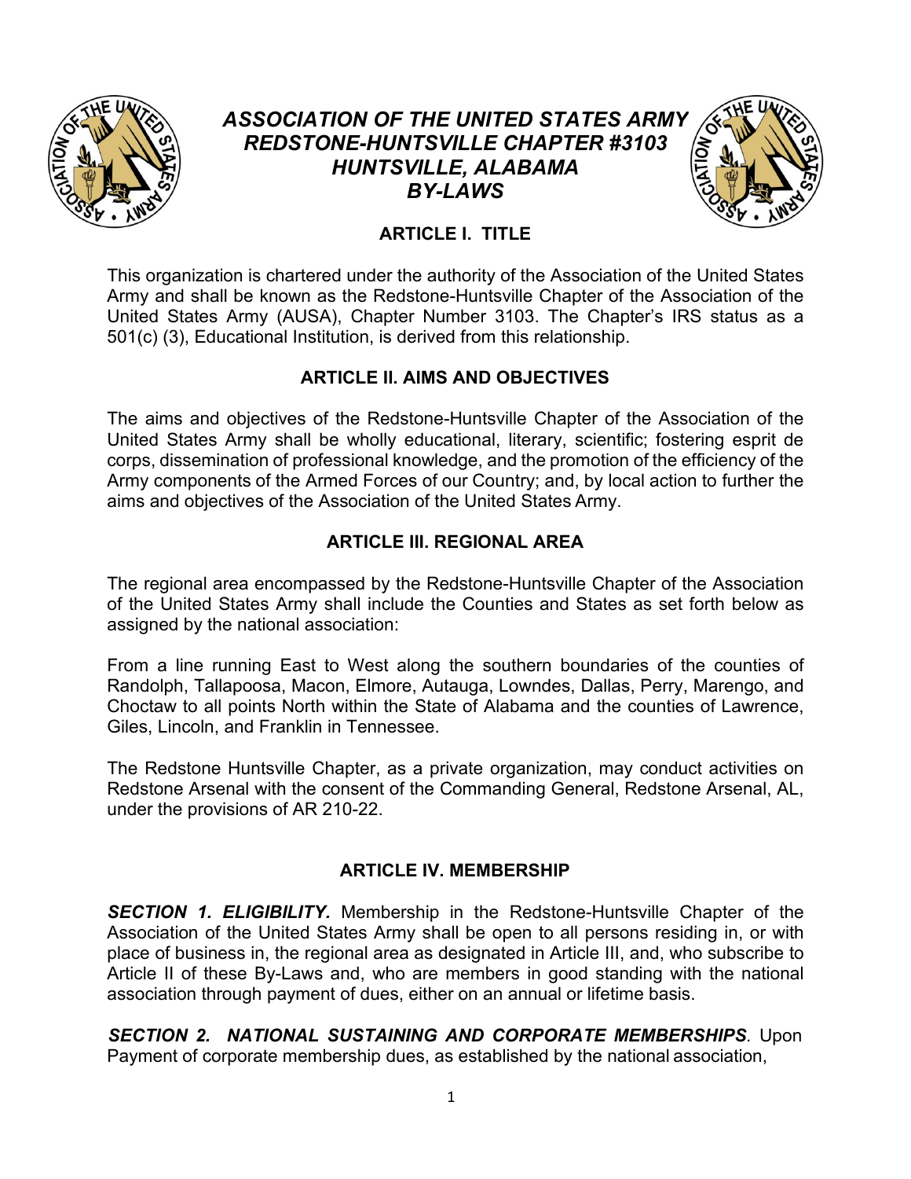# *ASSOCIATION OF THE UNITED STATES ARMY*
# *REDSTONE-HUNTSVILLE CHAPTER #3103*
# *HUNTSVILLE, ALABAMA*
# *BY-LAWS*

## ARTICLE I. TITLE

This organization is chartered under the authority of the Association of the United States Army and shall be known as the Redstone-Huntsville Chapter of the Association of the United States Army (AUSA), Chapter Number 3103. The Chapter's IRS status as a 501(c) (3), Educational Institution, is derived from this relationship.

## ARTICLE II. AIMS AND OBJECTIVES

The aims and objectives of the Redstone-Huntsville Chapter of the Association of the United States Army shall be wholly educational, literary, scientific; fostering esprit de corps, dissemination of professional knowledge, and the promotion of the efficiency of the Army components of the Armed Forces of our Country; and, by local action to further the aims and objectives of the Association of the United States Army.

## ARTICLE III. REGIONAL AREA

The regional area encompassed by the Redstone-Huntsville Chapter of the Association of the United States Army shall include the Counties and States as set forth below as assigned by the national association:

From a line running East to West along the southern boundaries of the counties of Randolph, Tallapoosa, Macon, Elmore, Autauga, Lowndes, Dallas, Perry, Marengo, and Choctaw to all points North within the State of Alabama and the counties of Lawrence, Giles, Lincoln, and Franklin in Tennessee.

The Redstone Huntsville Chapter, as a private organization, may conduct activities on Redstone Arsenal with the consent of the Commanding General, Redstone Arsenal, AL, under the provisions of AR 210-22.

## ARTICLE IV. MEMBERSHIP

***SECTION 1. ELIGIBILITY.*** Membership in the Redstone-Huntsville Chapter of the Association of the United States Army shall be open to all persons residing in, or with place of business in, the regional area as designated in Article III, and, who subscribe to Article II of these By-Laws and, who are members in good standing with the national association through payment of dues, either on an annual or lifetime basis.

***SECTION 2. NATIONAL SUSTAINING AND CORPORATE MEMBERSHIPS.*** Upon Payment of corporate membership dues, as established by the national association,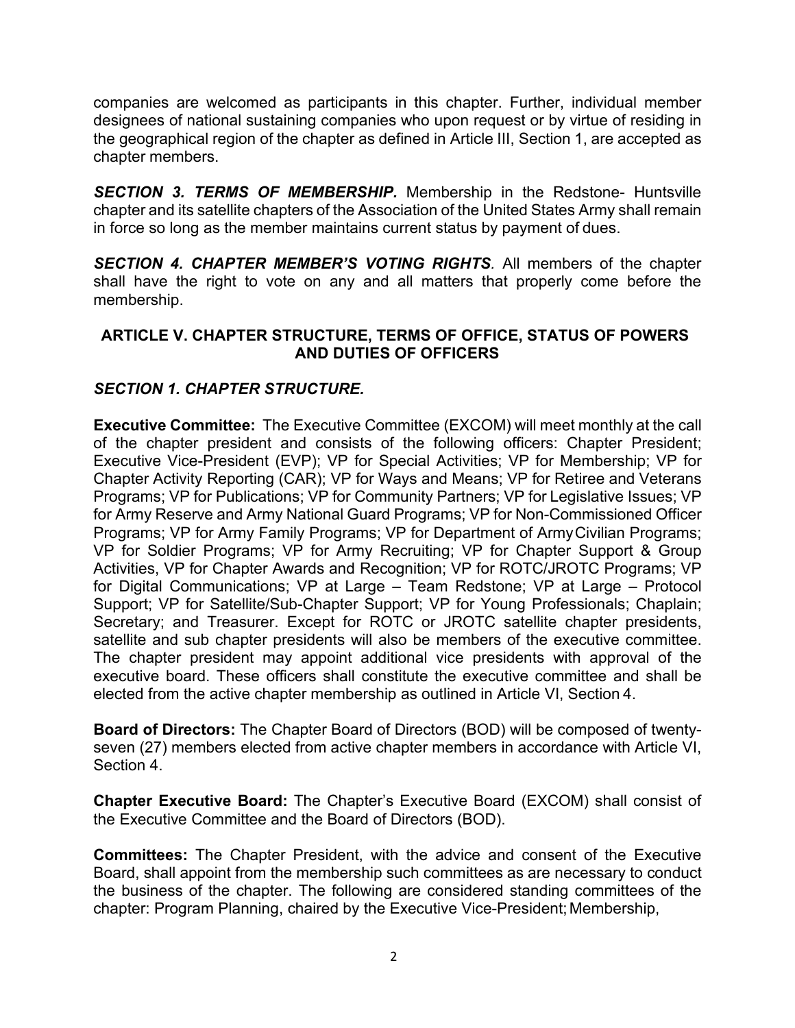companies are welcomed as participants in this chapter. Further, individual member designees of national sustaining companies who upon request or by virtue of residing in the geographical region of the chapter as defined in Article III, Section 1, are accepted as chapter members.

***SECTION 3. TERMS OF MEMBERSHIP.*** Membership in the Redstone- Huntsville chapter and its satellite chapters of the Association of the United States Army shall remain in force so long as the member maintains current status by payment of dues.

***SECTION 4. CHAPTER MEMBER'S VOTING RIGHTS***. All members of the chapter shall have the right to vote on any and all matters that properly come before the membership.

## ARTICLE V. CHAPTER STRUCTURE, TERMS OF OFFICE, STATUS OF POWERS AND DUTIES OF OFFICERS

### *SECTION 1. CHAPTER STRUCTURE.*

**Executive Committee:** The Executive Committee (EXCOM) will meet monthly at the call of the chapter president and consists of the following officers: Chapter President; Executive Vice-President (EVP); VP for Special Activities; VP for Membership; VP for Chapter Activity Reporting (CAR); VP for Ways and Means; VP for Retiree and Veterans Programs; VP for Publications; VP for Community Partners; VP for Legislative Issues; VP for Army Reserve and Army National Guard Programs; VP for Non-Commissioned Officer Programs; VP for Army Family Programs; VP for Department of Army Civilian Programs; VP for Soldier Programs; VP for Army Recruiting; VP for Chapter Support & Group Activities, VP for Chapter Awards and Recognition; VP for ROTC/JROTC Programs; VP for Digital Communications; VP at Large – Team Redstone; VP at Large – Protocol Support; VP for Satellite/Sub-Chapter Support; VP for Young Professionals; Chaplain; Secretary; and Treasurer. Except for ROTC or JROTC satellite chapter presidents, satellite and sub chapter presidents will also be members of the executive committee. The chapter president may appoint additional vice presidents with approval of the executive board. These officers shall constitute the executive committee and shall be elected from the active chapter membership as outlined in Article VI, Section 4.

**Board of Directors:** The Chapter Board of Directors (BOD) will be composed of twenty-seven (27) members elected from active chapter members in accordance with Article VI, Section 4.

**Chapter Executive Board:** The Chapter's Executive Board (EXCOM) shall consist of the Executive Committee and the Board of Directors (BOD).

**Committees:** The Chapter President, with the advice and consent of the Executive Board, shall appoint from the membership such committees as are necessary to conduct the business of the chapter. The following are considered standing committees of the chapter: Program Planning, chaired by the Executive Vice-President; Membership,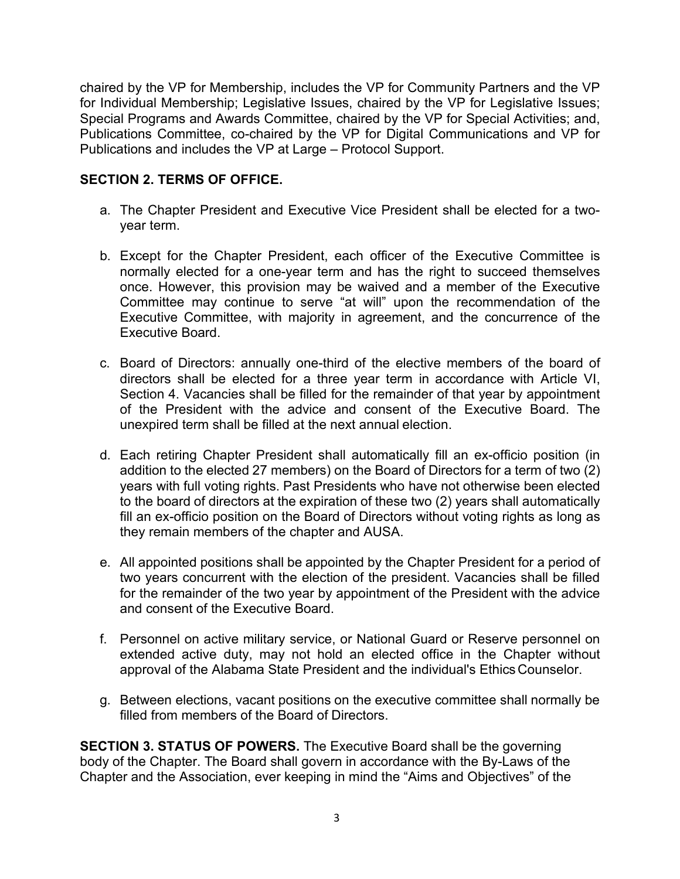chaired by the VP for Membership, includes the VP for Community Partners and the VP for Individual Membership; Legislative Issues, chaired by the VP for Legislative Issues; Special Programs and Awards Committee, chaired by the VP for Special Activities; and, Publications Committee, co-chaired by the VP for Digital Communications and VP for Publications and includes the VP at Large – Protocol Support.

**SECTION 2. TERMS OF OFFICE.**

a. The Chapter President and Executive Vice President shall be elected for a two-year term.

b. Except for the Chapter President, each officer of the Executive Committee is normally elected for a one-year term and has the right to succeed themselves once. However, this provision may be waived and a member of the Executive Committee may continue to serve "at will" upon the recommendation of the Executive Committee, with majority in agreement, and the concurrence of the Executive Board.

c. Board of Directors: annually one-third of the elective members of the board of directors shall be elected for a three year term in accordance with Article VI, Section 4. Vacancies shall be filled for the remainder of that year by appointment of the President with the advice and consent of the Executive Board. The unexpired term shall be filled at the next annual election.

d. Each retiring Chapter President shall automatically fill an ex-officio position (in addition to the elected 27 members) on the Board of Directors for a term of two (2) years with full voting rights. Past Presidents who have not otherwise been elected to the board of directors at the expiration of these two (2) years shall automatically fill an ex-officio position on the Board of Directors without voting rights as long as they remain members of the chapter and AUSA.

e. All appointed positions shall be appointed by the Chapter President for a period of two years concurrent with the election of the president. Vacancies shall be filled for the remainder of the two year by appointment of the President with the advice and consent of the Executive Board.

f. Personnel on active military service, or National Guard or Reserve personnel on extended active duty, may not hold an elected office in the Chapter without approval of the Alabama State President and the individual's Ethics Counselor.

g. Between elections, vacant positions on the executive committee shall normally be filled from members of the Board of Directors.

**SECTION 3. STATUS OF POWERS.** The Executive Board shall be the governing body of the Chapter. The Board shall govern in accordance with the By-Laws of the Chapter and the Association, ever keeping in mind the "Aims and Objectives" of the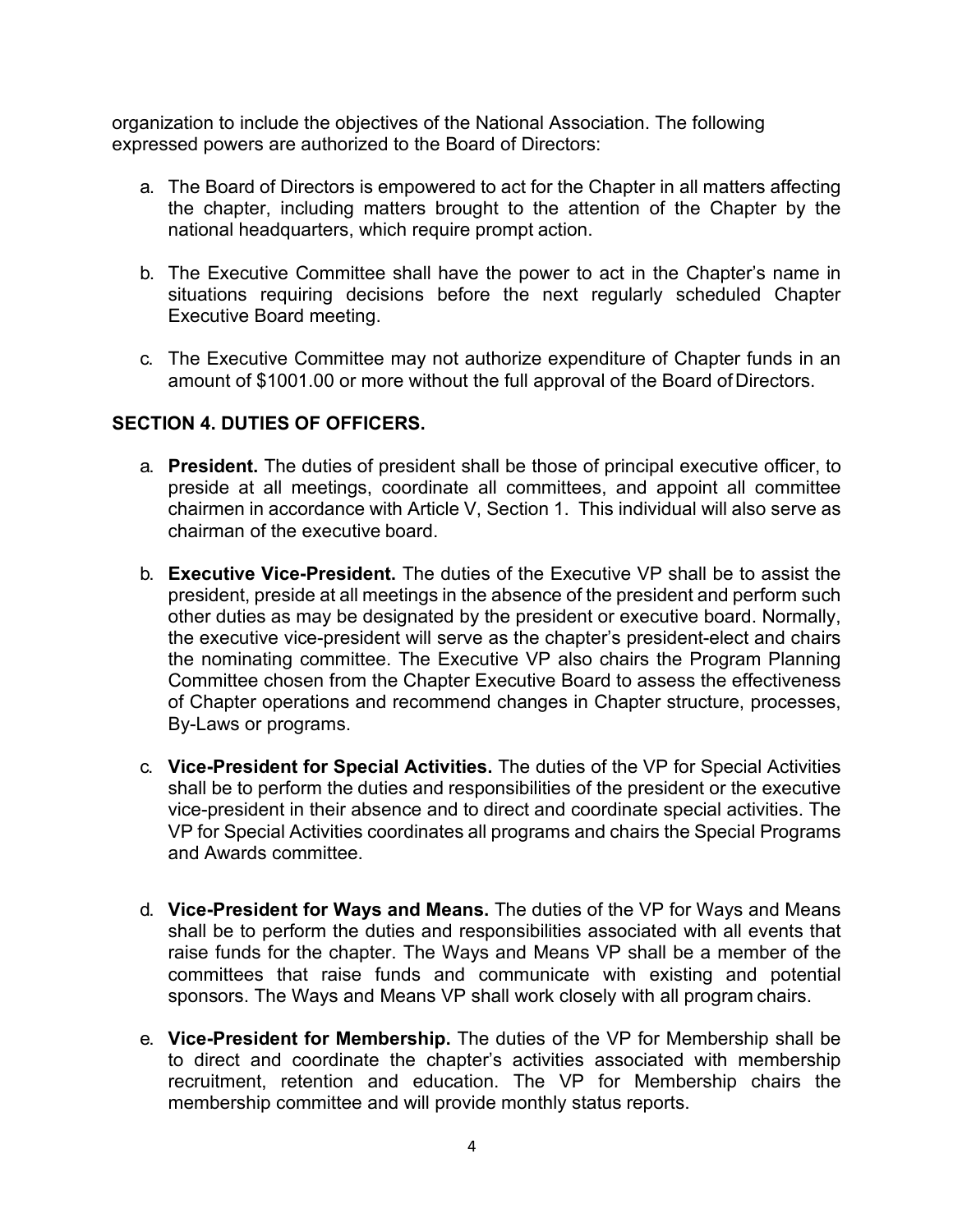organization to include the objectives of the National Association. The following expressed powers are authorized to the Board of Directors:

a. The Board of Directors is empowered to act for the Chapter in all matters affecting the chapter, including matters brought to the attention of the Chapter by the national headquarters, which require prompt action.

b. The Executive Committee shall have the power to act in the Chapter's name in situations requiring decisions before the next regularly scheduled Chapter Executive Board meeting.

c. The Executive Committee may not authorize expenditure of Chapter funds in an amount of $1001.00 or more without the full approval of the Board of Directors.

## SECTION 4. DUTIES OF OFFICERS.

a. **President.** The duties of president shall be those of principal executive officer, to preside at all meetings, coordinate all committees, and appoint all committee chairmen in accordance with Article V, Section 1. This individual will also serve as chairman of the executive board.

b. **Executive Vice-President.** The duties of the Executive VP shall be to assist the president, preside at all meetings in the absence of the president and perform such other duties as may be designated by the president or executive board. Normally, the executive vice-president will serve as the chapter's president-elect and chairs the nominating committee. The Executive VP also chairs the Program Planning Committee chosen from the Chapter Executive Board to assess the effectiveness of Chapter operations and recommend changes in Chapter structure, processes, By-Laws or programs.

c. **Vice-President for Special Activities.** The duties of the VP for Special Activities shall be to perform the duties and responsibilities of the president or the executive vice-president in their absence and to direct and coordinate special activities. The VP for Special Activities coordinates all programs and chairs the Special Programs and Awards committee.

d. **Vice-President for Ways and Means.** The duties of the VP for Ways and Means shall be to perform the duties and responsibilities associated with all events that raise funds for the chapter. The Ways and Means VP shall be a member of the committees that raise funds and communicate with existing and potential sponsors. The Ways and Means VP shall work closely with all program chairs.

e. **Vice-President for Membership.** The duties of the VP for Membership shall be to direct and coordinate the chapter's activities associated with membership recruitment, retention and education. The VP for Membership chairs the membership committee and will provide monthly status reports.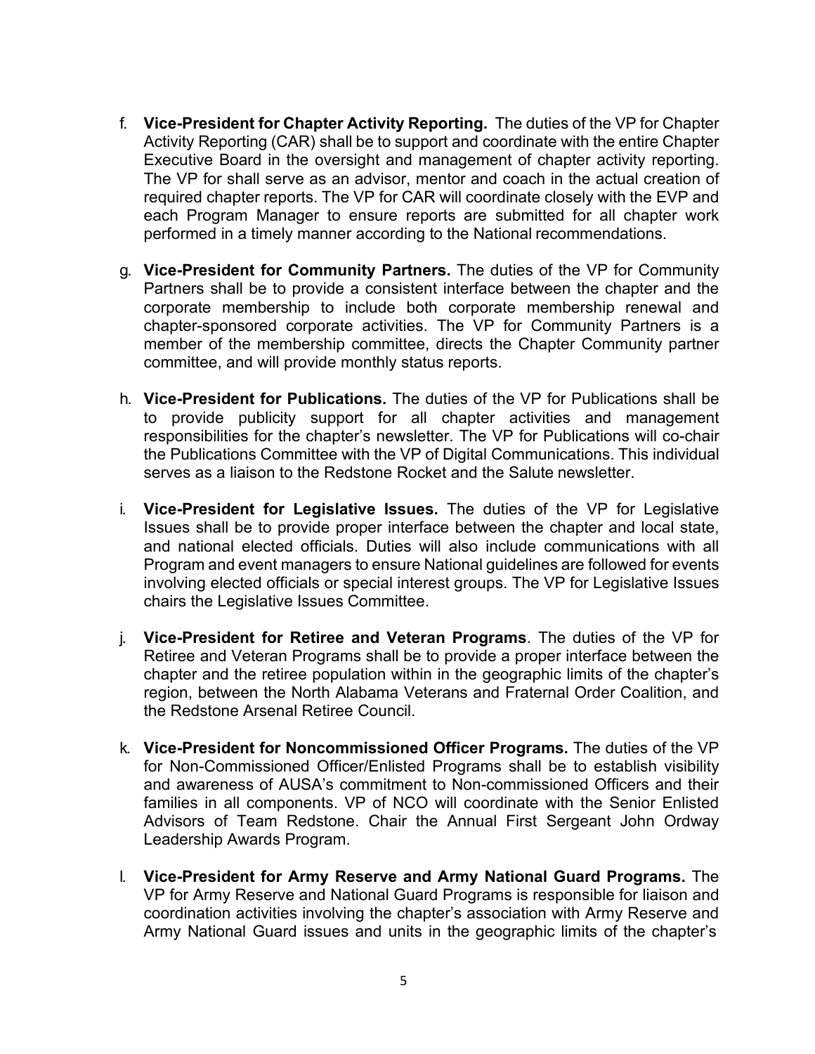f. **Vice-President for Chapter Activity Reporting.** The duties of the VP for Chapter Activity Reporting (CAR) shall be to support and coordinate with the entire Chapter Executive Board in the oversight and management of chapter activity reporting. The VP for shall serve as an advisor, mentor and coach in the actual creation of required chapter reports. The VP for CAR will coordinate closely with the EVP and each Program Manager to ensure reports are submitted for all chapter work performed in a timely manner according to the National recommendations.

g. **Vice-President for Community Partners.** The duties of the VP for Community Partners shall be to provide a consistent interface between the chapter and the corporate membership to include both corporate membership renewal and chapter-sponsored corporate activities. The VP for Community Partners is a member of the membership committee, directs the Chapter Community partner committee, and will provide monthly status reports.

h. **Vice-President for Publications.** The duties of the VP for Publications shall be to provide publicity support for all chapter activities and management responsibilities for the chapter's newsletter. The VP for Publications will co-chair the Publications Committee with the VP of Digital Communications. This individual serves as a liaison to the Redstone Rocket and the Salute newsletter.

i. **Vice-President for Legislative Issues.** The duties of the VP for Legislative Issues shall be to provide proper interface between the chapter and local state, and national elected officials. Duties will also include communications with all Program and event managers to ensure National guidelines are followed for events involving elected officials or special interest groups. The VP for Legislative Issues chairs the Legislative Issues Committee.

j. **Vice-President for Retiree and Veteran Programs**. The duties of the VP for Retiree and Veteran Programs shall be to provide a proper interface between the chapter and the retiree population within in the geographic limits of the chapter's region, between the North Alabama Veterans and Fraternal Order Coalition, and the Redstone Arsenal Retiree Council.

k. **Vice-President for Noncommissioned Officer Programs.** The duties of the VP for Non-Commissioned Officer/Enlisted Programs shall be to establish visibility and awareness of AUSA's commitment to Non-commissioned Officers and their families in all components. VP of NCO will coordinate with the Senior Enlisted Advisors of Team Redstone. Chair the Annual First Sergeant John Ordway Leadership Awards Program.

l. **Vice-President for Army Reserve and Army National Guard Programs.** The VP for Army Reserve and National Guard Programs is responsible for liaison and coordination activities involving the chapter's association with Army Reserve and Army National Guard issues and units in the geographic limits of the chapter's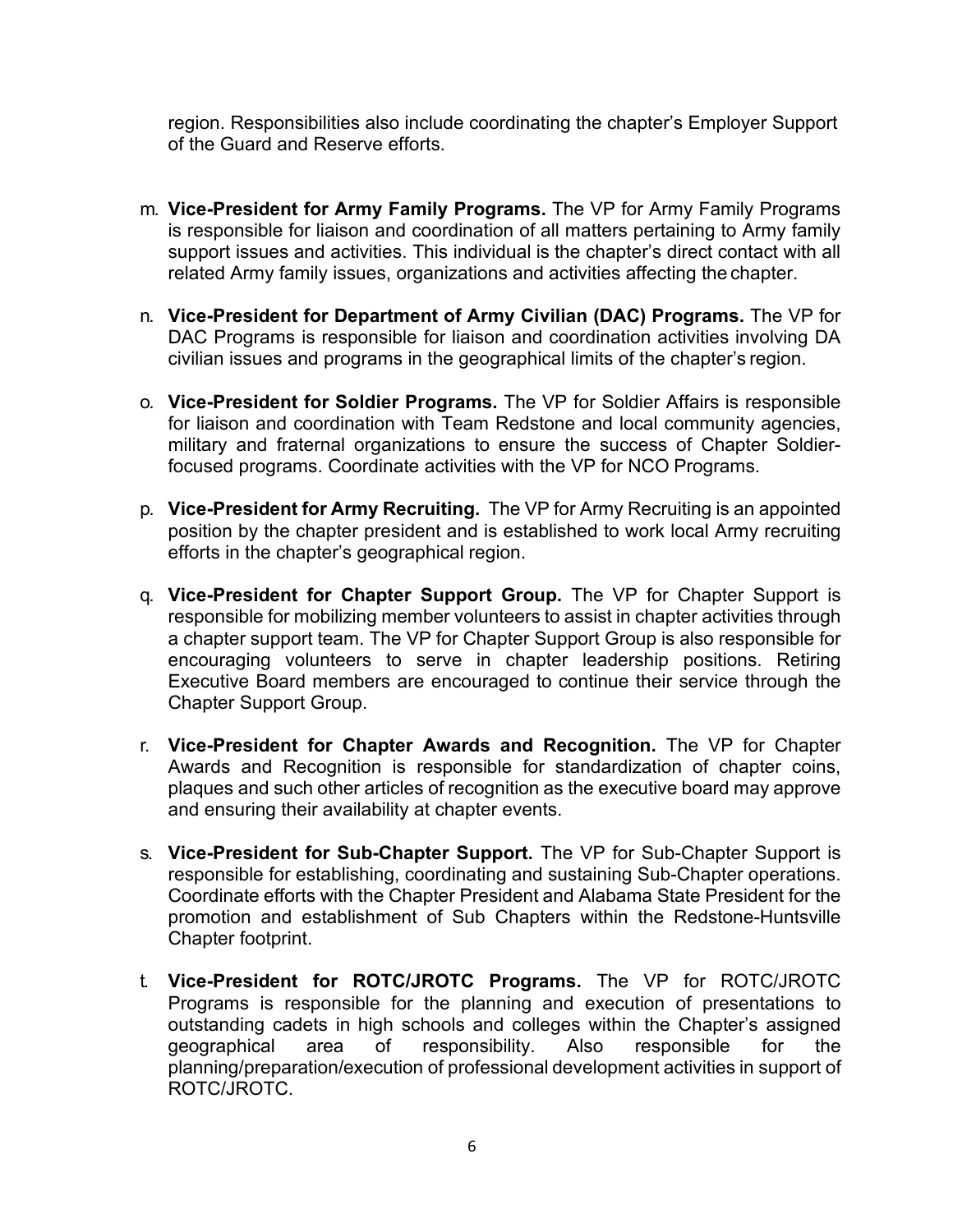region. Responsibilities also include coordinating the chapter's Employer Support of the Guard and Reserve efforts.

m. **Vice-President for Army Family Programs.** The VP for Army Family Programs is responsible for liaison and coordination of all matters pertaining to Army family support issues and activities. This individual is the chapter's direct contact with all related Army family issues, organizations and activities affecting the chapter.

n. **Vice-President for Department of Army Civilian (DAC) Programs.** The VP for DAC Programs is responsible for liaison and coordination activities involving DA civilian issues and programs in the geographical limits of the chapter's region.

o. **Vice-President for Soldier Programs.** The VP for Soldier Affairs is responsible for liaison and coordination with Team Redstone and local community agencies, military and fraternal organizations to ensure the success of Chapter Soldier-focused programs. Coordinate activities with the VP for NCO Programs.

p. **Vice-President for Army Recruiting.** The VP for Army Recruiting is an appointed position by the chapter president and is established to work local Army recruiting efforts in the chapter's geographical region.

q. **Vice-President for Chapter Support Group.** The VP for Chapter Support is responsible for mobilizing member volunteers to assist in chapter activities through a chapter support team. The VP for Chapter Support Group is also responsible for encouraging volunteers to serve in chapter leadership positions. Retiring Executive Board members are encouraged to continue their service through the Chapter Support Group.

r. **Vice-President for Chapter Awards and Recognition.** The VP for Chapter Awards and Recognition is responsible for standardization of chapter coins, plaques and such other articles of recognition as the executive board may approve and ensuring their availability at chapter events.

s. **Vice-President for Sub-Chapter Support.** The VP for Sub-Chapter Support is responsible for establishing, coordinating and sustaining Sub-Chapter operations. Coordinate efforts with the Chapter President and Alabama State President for the promotion and establishment of Sub Chapters within the Redstone-Huntsville Chapter footprint.

t. **Vice-President for ROTC/JROTC Programs.** The VP for ROTC/JROTC Programs is responsible for the planning and execution of presentations to outstanding cadets in high schools and colleges within the Chapter's assigned geographical area of responsibility. Also responsible for the planning/preparation/execution of professional development activities in support of ROTC/JROTC.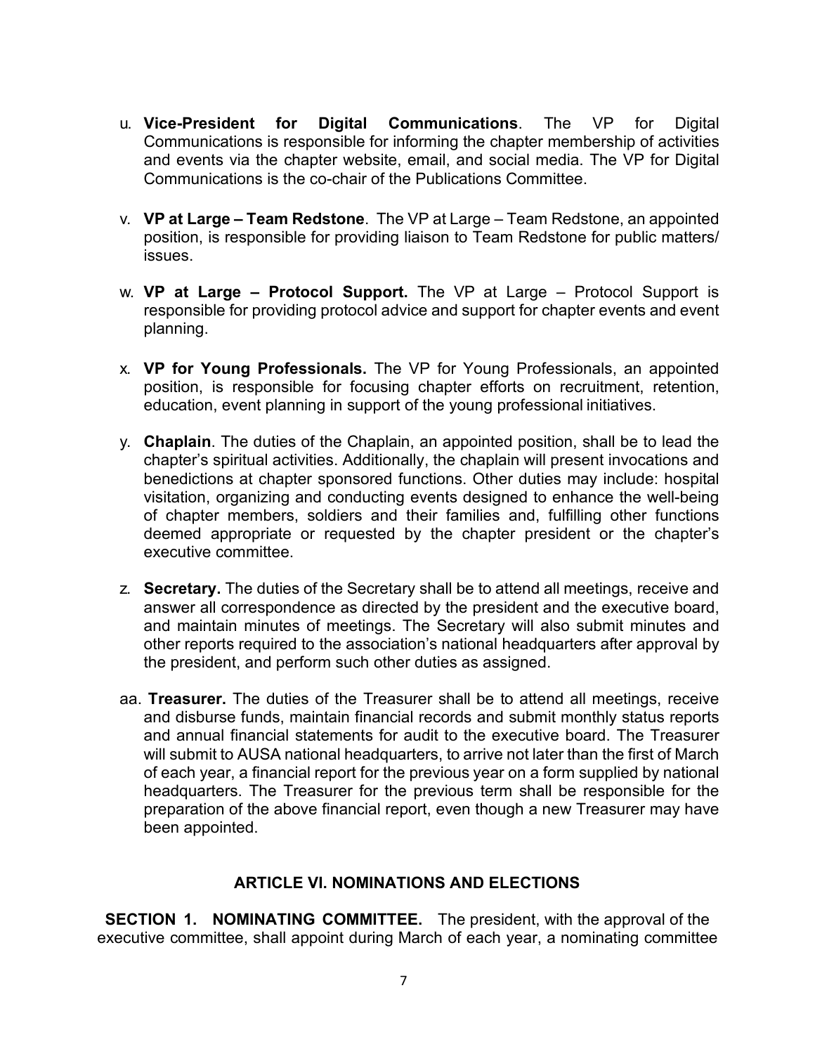u. **Vice-President for Digital Communications**. The VP for Digital Communications is responsible for informing the chapter membership of activities and events via the chapter website, email, and social media. The VP for Digital Communications is the co-chair of the Publications Committee.

v. **VP at Large – Team Redstone**. The VP at Large – Team Redstone, an appointed position, is responsible for providing liaison to Team Redstone for public matters/ issues.

w. **VP at Large – Protocol Support.** The VP at Large – Protocol Support is responsible for providing protocol advice and support for chapter events and event planning.

x. **VP for Young Professionals.** The VP for Young Professionals, an appointed position, is responsible for focusing chapter efforts on recruitment, retention, education, event planning in support of the young professional initiatives.

y. **Chaplain**. The duties of the Chaplain, an appointed position, shall be to lead the chapter's spiritual activities. Additionally, the chaplain will present invocations and benedictions at chapter sponsored functions. Other duties may include: hospital visitation, organizing and conducting events designed to enhance the well-being of chapter members, soldiers and their families and, fulfilling other functions deemed appropriate or requested by the chapter president or the chapter's executive committee.

z. **Secretary.** The duties of the Secretary shall be to attend all meetings, receive and answer all correspondence as directed by the president and the executive board, and maintain minutes of meetings. The Secretary will also submit minutes and other reports required to the association's national headquarters after approval by the president, and perform such other duties as assigned.

aa. **Treasurer.** The duties of the Treasurer shall be to attend all meetings, receive and disburse funds, maintain financial records and submit monthly status reports and annual financial statements for audit to the executive board. The Treasurer will submit to AUSA national headquarters, to arrive not later than the first of March of each year, a financial report for the previous year on a form supplied by national headquarters. The Treasurer for the previous term shall be responsible for the preparation of the above financial report, even though a new Treasurer may have been appointed.

## ARTICLE VI. NOMINATIONS AND ELECTIONS

**SECTION 1. NOMINATING COMMITTEE.** The president, with the approval of the executive committee, shall appoint during March of each year, a nominating committee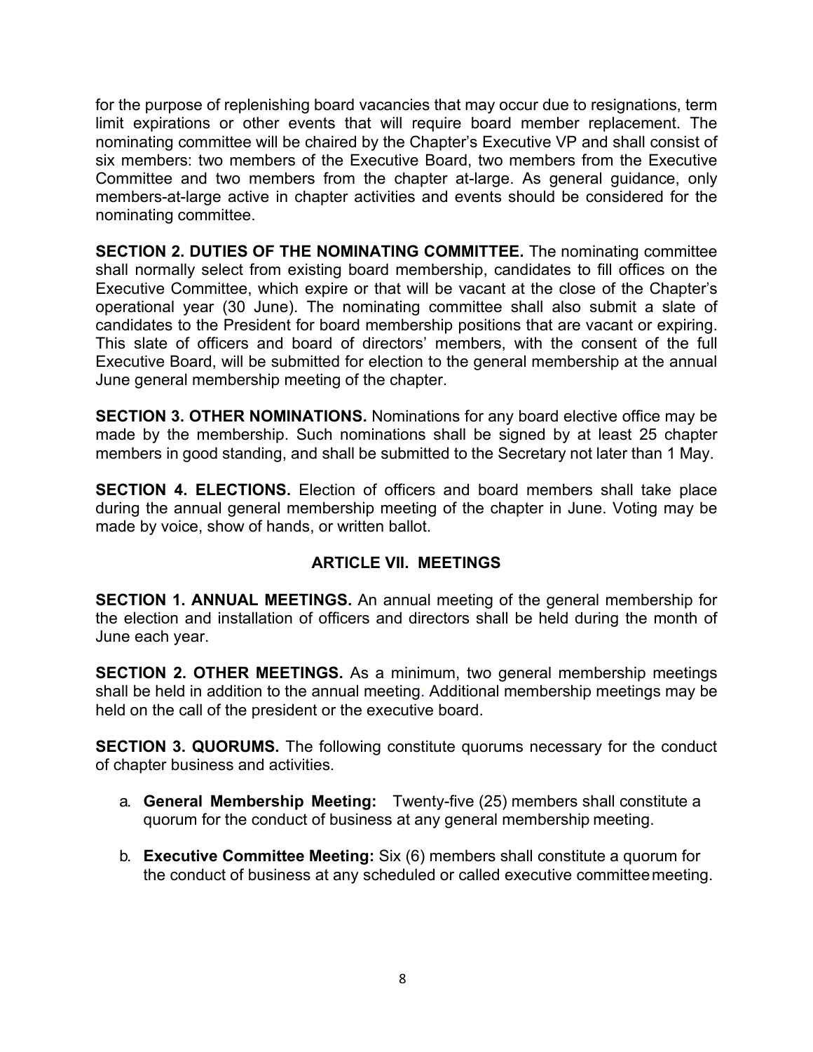for the purpose of replenishing board vacancies that may occur due to resignations, term limit expirations or other events that will require board member replacement. The nominating committee will be chaired by the Chapter's Executive VP and shall consist of six members: two members of the Executive Board, two members from the Executive Committee and two members from the chapter at-large. As general guidance, only members-at-large active in chapter activities and events should be considered for the nominating committee.

**SECTION 2. DUTIES OF THE NOMINATING COMMITTEE.** The nominating committee shall normally select from existing board membership, candidates to fill offices on the Executive Committee, which expire or that will be vacant at the close of the Chapter's operational year (30 June). The nominating committee shall also submit a slate of candidates to the President for board membership positions that are vacant or expiring. This slate of officers and board of directors' members, with the consent of the full Executive Board, will be submitted for election to the general membership at the annual June general membership meeting of the chapter.

**SECTION 3. OTHER NOMINATIONS.** Nominations for any board elective office may be made by the membership. Such nominations shall be signed by at least 25 chapter members in good standing, and shall be submitted to the Secretary not later than 1 May.

**SECTION 4. ELECTIONS.** Election of officers and board members shall take place during the annual general membership meeting of the chapter in June. Voting may be made by voice, show of hands, or written ballot.

## ARTICLE VII. MEETINGS

**SECTION 1. ANNUAL MEETINGS.** An annual meeting of the general membership for the election and installation of officers and directors shall be held during the month of June each year.

**SECTION 2. OTHER MEETINGS.** As a minimum, two general membership meetings shall be held in addition to the annual meeting. Additional membership meetings may be held on the call of the president or the executive board.

**SECTION 3. QUORUMS.** The following constitute quorums necessary for the conduct of chapter business and activities.

a. **General Membership Meeting:** Twenty-five (25) members shall constitute a quorum for the conduct of business at any general membership meeting.

b. **Executive Committee Meeting:** Six (6) members shall constitute a quorum for the conduct of business at any scheduled or called executive committee meeting.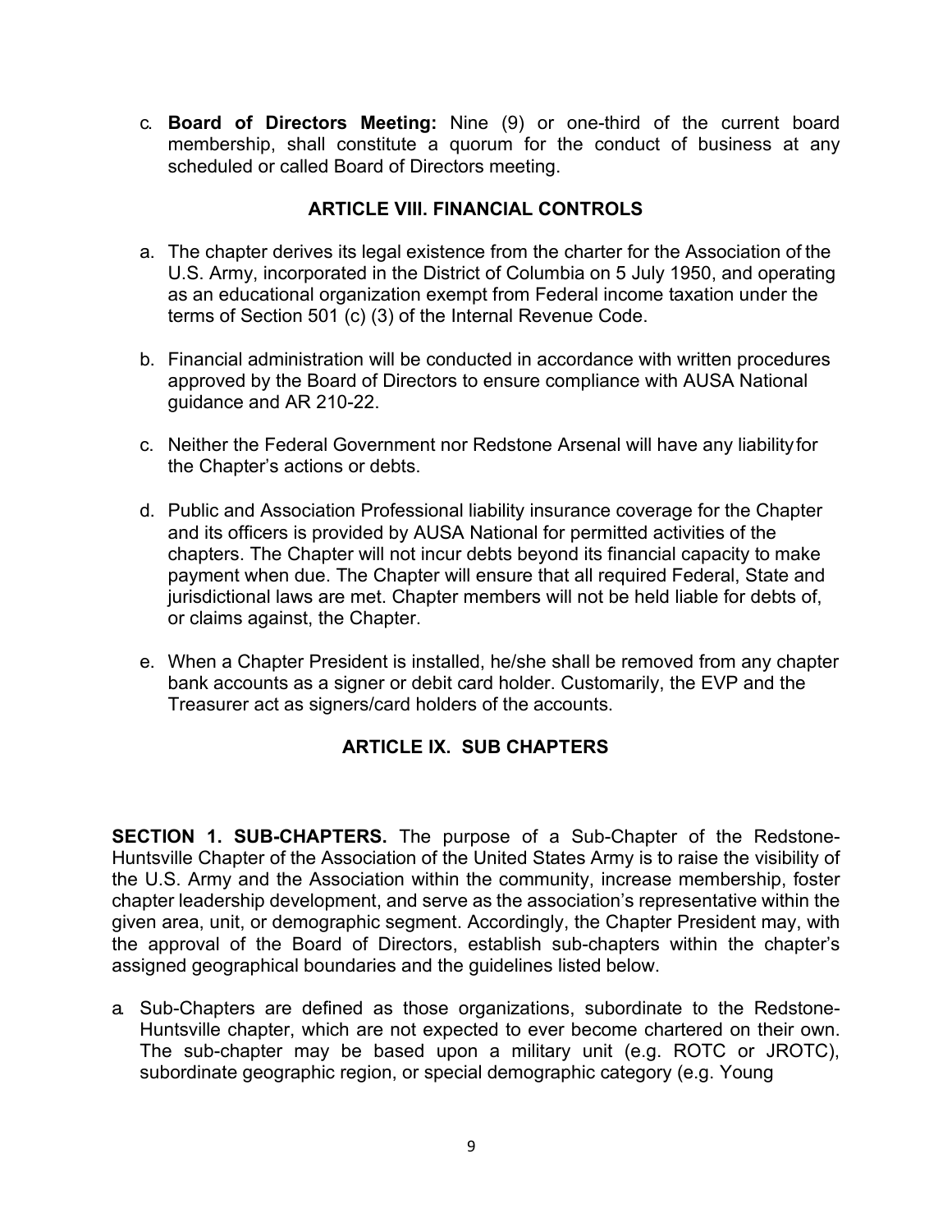c. **Board of Directors Meeting:** Nine (9) or one-third of the current board membership, shall constitute a quorum for the conduct of business at any scheduled or called Board of Directors meeting.

## ARTICLE VIII. FINANCIAL CONTROLS

a. The chapter derives its legal existence from the charter for the Association of the U.S. Army, incorporated in the District of Columbia on 5 July 1950, and operating as an educational organization exempt from Federal income taxation under the terms of Section 501 (c) (3) of the Internal Revenue Code.

b. Financial administration will be conducted in accordance with written procedures approved by the Board of Directors to ensure compliance with AUSA National guidance and AR 210-22.

c. Neither the Federal Government nor Redstone Arsenal will have any liability for the Chapter's actions or debts.

d. Public and Association Professional liability insurance coverage for the Chapter and its officers is provided by AUSA National for permitted activities of the chapters. The Chapter will not incur debts beyond its financial capacity to make payment when due. The Chapter will ensure that all required Federal, State and jurisdictional laws are met. Chapter members will not be held liable for debts of, or claims against, the Chapter.

e. When a Chapter President is installed, he/she shall be removed from any chapter bank accounts as a signer or debit card holder. Customarily, the EVP and the Treasurer act as signers/card holders of the accounts.

## ARTICLE IX. SUB CHAPTERS

**SECTION 1. SUB-CHAPTERS.** The purpose of a Sub-Chapter of the Redstone-Huntsville Chapter of the Association of the United States Army is to raise the visibility of the U.S. Army and the Association within the community, increase membership, foster chapter leadership development, and serve as the association's representative within the given area, unit, or demographic segment. Accordingly, the Chapter President may, with the approval of the Board of Directors, establish sub-chapters within the chapter's assigned geographical boundaries and the guidelines listed below.

a. Sub-Chapters are defined as those organizations, subordinate to the Redstone-Huntsville chapter, which are not expected to ever become chartered on their own. The sub-chapter may be based upon a military unit (e.g. ROTC or JROTC), subordinate geographic region, or special demographic category (e.g. Young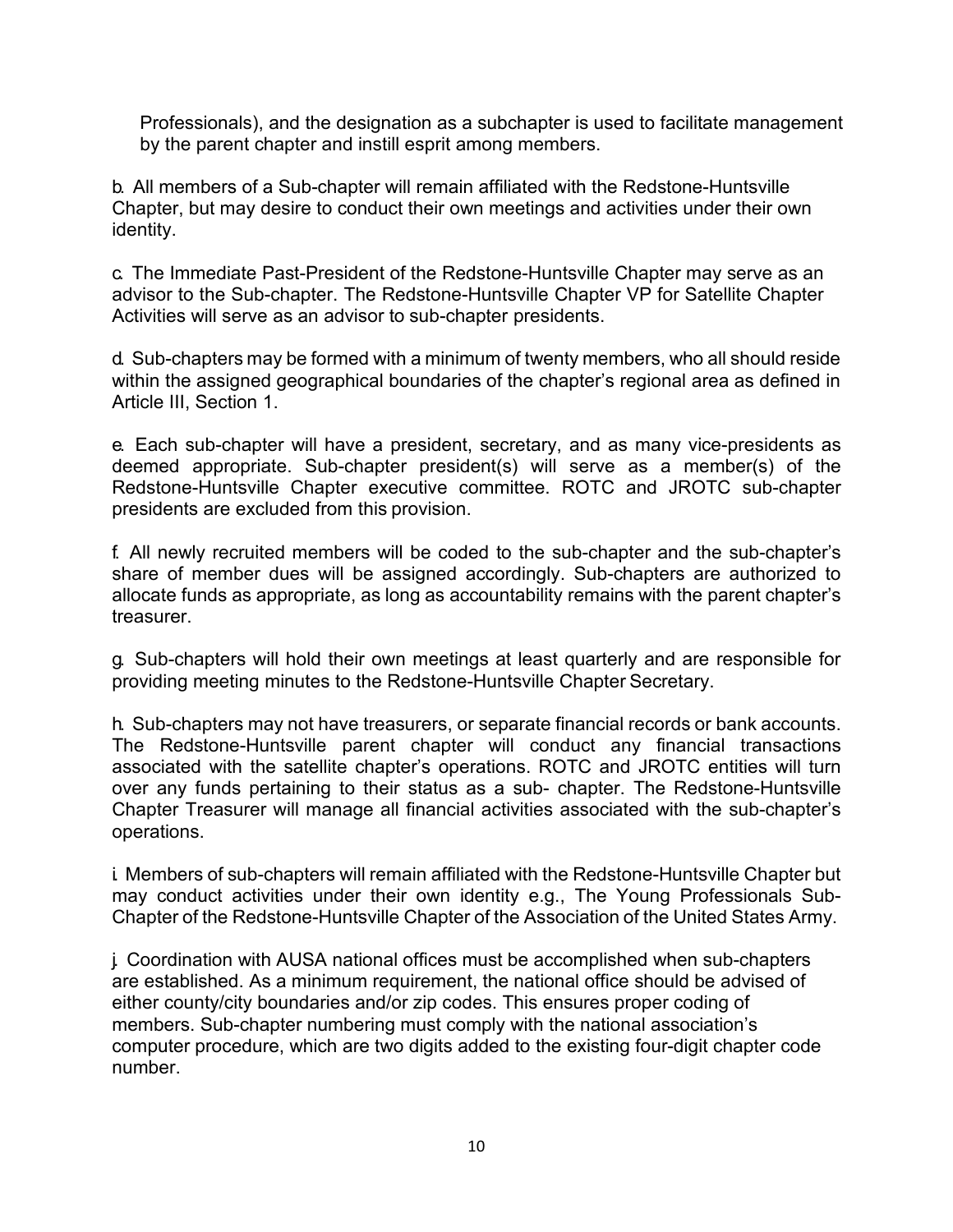Professionals), and the designation as a subchapter is used to facilitate management by the parent chapter and instill esprit among members.

b. All members of a Sub-chapter will remain affiliated with the Redstone-Huntsville Chapter, but may desire to conduct their own meetings and activities under their own identity.

c. The Immediate Past-President of the Redstone-Huntsville Chapter may serve as an advisor to the Sub-chapter. The Redstone-Huntsville Chapter VP for Satellite Chapter Activities will serve as an advisor to sub-chapter presidents.

d. Sub-chapters may be formed with a minimum of twenty members, who all should reside within the assigned geographical boundaries of the chapter's regional area as defined in Article III, Section 1.

e. Each sub-chapter will have a president, secretary, and as many vice-presidents as deemed appropriate. Sub-chapter president(s) will serve as a member(s) of the Redstone-Huntsville Chapter executive committee. ROTC and JROTC sub-chapter presidents are excluded from this provision.

f. All newly recruited members will be coded to the sub-chapter and the sub-chapter's share of member dues will be assigned accordingly. Sub-chapters are authorized to allocate funds as appropriate, as long as accountability remains with the parent chapter's treasurer.

g. Sub-chapters will hold their own meetings at least quarterly and are responsible for providing meeting minutes to the Redstone-Huntsville Chapter Secretary.

h. Sub-chapters may not have treasurers, or separate financial records or bank accounts. The Redstone-Huntsville parent chapter will conduct any financial transactions associated with the satellite chapter's operations. ROTC and JROTC entities will turn over any funds pertaining to their status as a sub- chapter. The Redstone-Huntsville Chapter Treasurer will manage all financial activities associated with the sub-chapter's operations.

i. Members of sub-chapters will remain affiliated with the Redstone-Huntsville Chapter but may conduct activities under their own identity e.g., The Young Professionals Sub-Chapter of the Redstone-Huntsville Chapter of the Association of the United States Army.

j. Coordination with AUSA national offices must be accomplished when sub-chapters are established. As a minimum requirement, the national office should be advised of either county/city boundaries and/or zip codes. This ensures proper coding of members. Sub-chapter numbering must comply with the national association's computer procedure, which are two digits added to the existing four-digit chapter code number.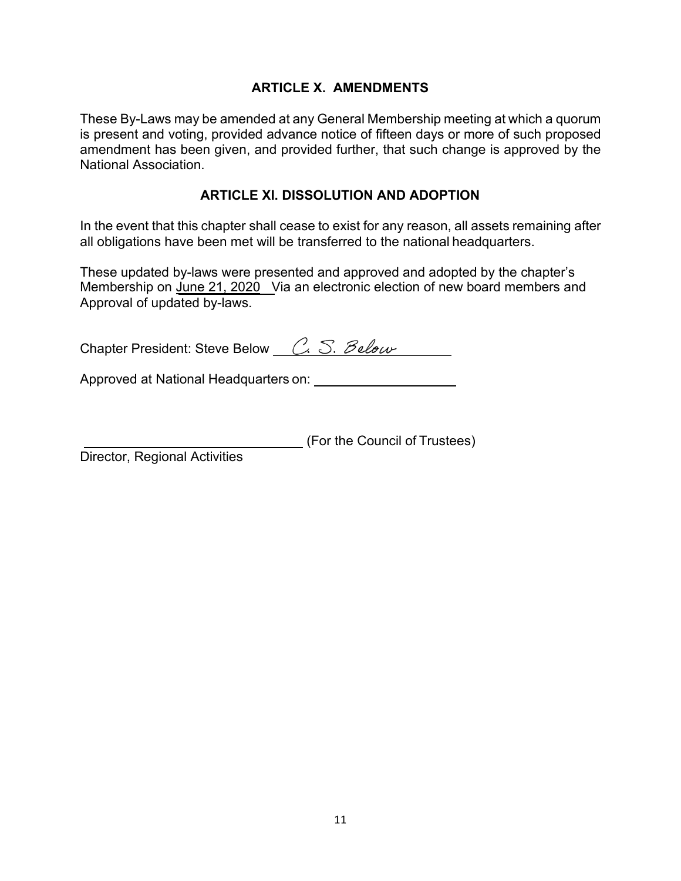## ARTICLE X. AMENDMENTS

These By-Laws may be amended at any General Membership meeting at which a quorum is present and voting, provided advance notice of fifteen days or more of such proposed amendment has been given, and provided further, that such change is approved by the National Association.

## ARTICLE XI. DISSOLUTION AND ADOPTION

In the event that this chapter shall cease to exist for any reason, all assets remaining after all obligations have been met will be transferred to the national headquarters.

These updated by-laws were presented and approved and adopted by the chapter's Membership on June 21, 2020 Via an electronic election of new board members and Approval of updated by-laws.

Chapter President: Steve Below *C. S. Below*

Approved at National Headquarters on: ____________________

______________________________ (For the Council of Trustees)
Director, Regional Activities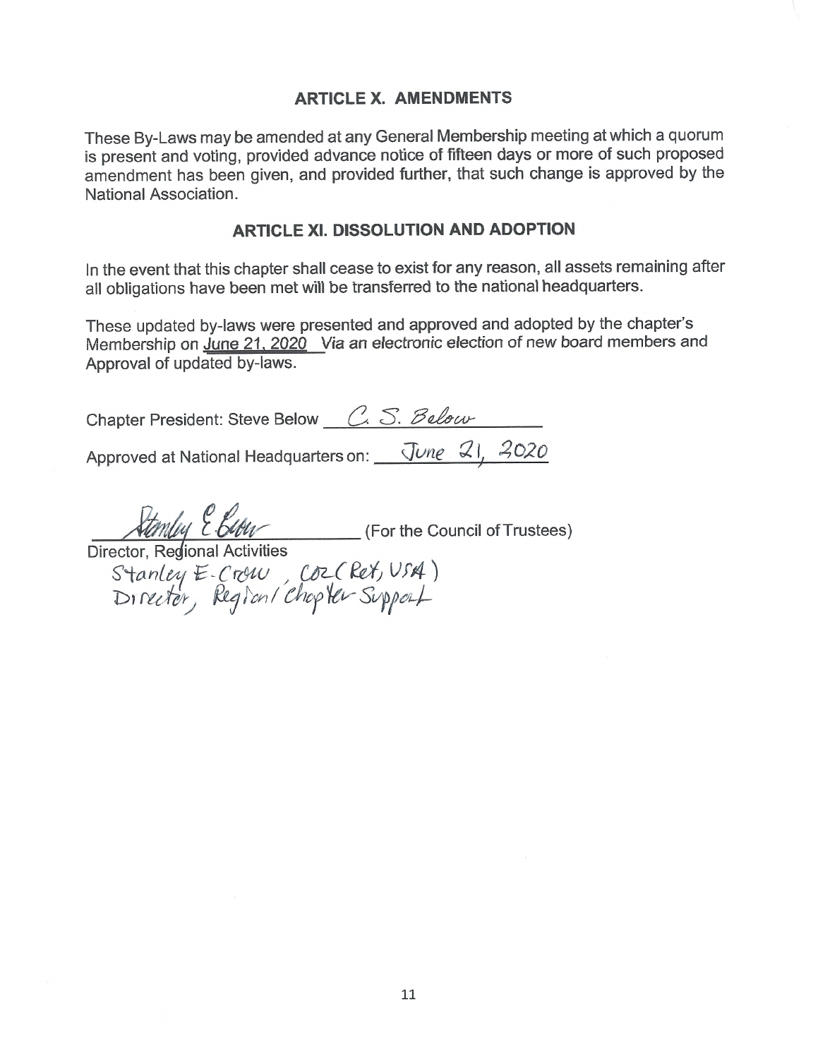## ARTICLE X. AMENDMENTS

These By-Laws may be amended at any General Membership meeting at which a quorum is present and voting, provided advance notice of fifteen days or more of such proposed amendment has been given, and provided further, that such change is approved by the National Association.

## ARTICLE XI. DISSOLUTION AND ADOPTION

In the event that this chapter shall cease to exist for any reason, all assets remaining after all obligations have been met will be transferred to the national headquarters.

These updated by-laws were presented and approved and adopted by the chapter's Membership on June 21, 2020 *Via an electronic election of new board members and* Approval of updated by-laws.

Chapter President: Steve Below C. S. Below

Approved at National Headquarters on: June 21, 2020

Stanley E. Crow (For the Council of Trustees)

Director, Regional Activities

Stanley E. Crow, COL (Ret, USA)
Director, Region/Chapter Support